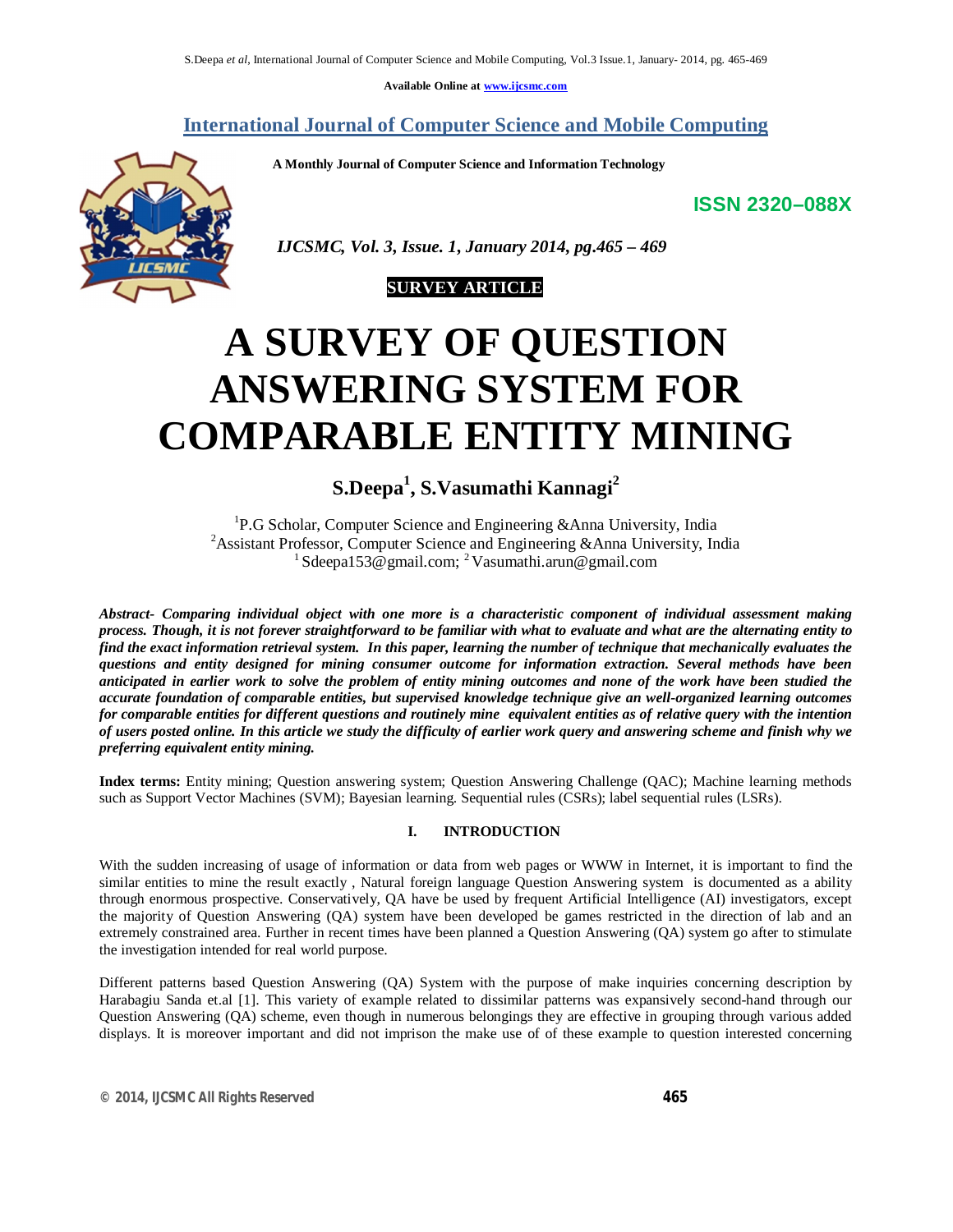**Available Online at www.ijcsmc.com**

## International Journal of Computer Science and Mobile Computing

**A Monthly Journal of Computer Science and Information Technology**

**ISSN 2320–088X**

***IJCSMC, Vol. 3, Issue. 1, January 2014, pg.465 – 469***

**SURVEY ARTICLE**

# A SURVEY OF QUESTION ANSWERING SYSTEM FOR COMPARABLE ENTITY MINING

**S.Deepa[1], S.Vasumathi Kannagi[2]**

[1]P.G Scholar, Computer Science and Engineering &Anna University, India
[2]Assistant Professor, Computer Science and Engineering &Anna University, India
[1] Sdeepa153@gmail.com; [2] Vasumathi.arun@gmail.com

***Abstract- Comparing individual object with one more is a characteristic component of individual assessment making process. Though, it is not forever straightforward to be familiar with what to evaluate and what are the alternating entity to find the exact information retrieval system. In this paper, learning the number of technique that mechanically evaluates the questions and entity designed for mining consumer outcome for information extraction. Several methods have been anticipated in earlier work to solve the problem of entity mining outcomes and none of the work have been studied the accurate foundation of comparable entities, but supervised knowledge technique give an well-organized learning outcomes for comparable entities for different questions and routinely mine equivalent entities as of relative query with the intention of users posted online. In this article we study the difficulty of earlier work query and answering scheme and finish why we preferring equivalent entity mining.***

**Index terms:** Entity mining; Question answering system; Question Answering Challenge (QAC); Machine learning methods such as Support Vector Machines (SVM); Bayesian learning. Sequential rules (CSRs); label sequential rules (LSRs).

## I. INTRODUCTION

With the sudden increasing of usage of information or data from web pages or WWW in Internet, it is important to find the similar entities to mine the result exactly , Natural foreign language Question Answering system is documented as a ability through enormous prospective. Conservatively, QA have be used by frequent Artificial Intelligence (AI) investigators, except the majority of Question Answering (QA) system have been developed be games restricted in the direction of lab and an extremely constrained area. Further in recent times have been planned a Question Answering (QA) system go after to stimulate the investigation intended for real world purpose.

Different patterns based Question Answering (QA) System with the purpose of make inquiries concerning description by Harabagiu Sanda et.al [1]. This variety of example related to dissimilar patterns was expansively second-hand through our Question Answering (QA) scheme, even though in numerous belongings they are effective in grouping through various added displays. It is moreover important and did not imprison the make use of of these example to question interested concerning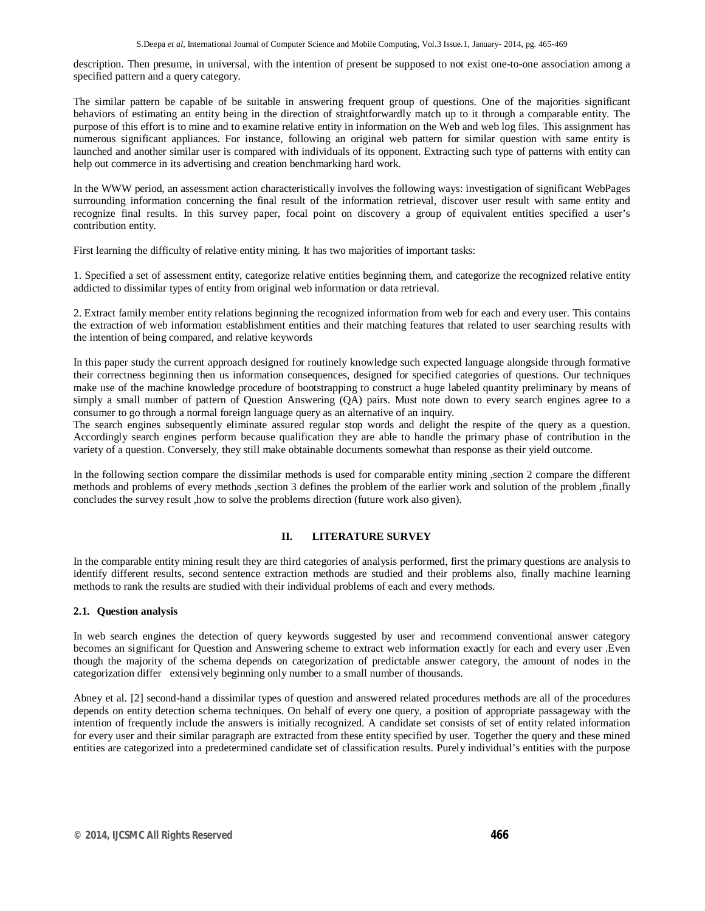description. Then presume, in universal, with the intention of present be supposed to not exist one-to-one association among a specified pattern and a query category.

The similar pattern be capable of be suitable in answering frequent group of questions. One of the majorities significant behaviors of estimating an entity being in the direction of straightforwardly match up to it through a comparable entity. The purpose of this effort is to mine and to examine relative entity in information on the Web and web log files. This assignment has numerous significant appliances. For instance, following an original web pattern for similar question with same entity is launched and another similar user is compared with individuals of its opponent. Extracting such type of patterns with entity can help out commerce in its advertising and creation benchmarking hard work.

In the WWW period, an assessment action characteristically involves the following ways: investigation of significant WebPages surrounding information concerning the final result of the information retrieval, discover user result with same entity and recognize final results. In this survey paper, focal point on discovery a group of equivalent entities specified a user's contribution entity.

First learning the difficulty of relative entity mining. It has two majorities of important tasks:

1. Specified a set of assessment entity, categorize relative entities beginning them, and categorize the recognized relative entity addicted to dissimilar types of entity from original web information or data retrieval.

2. Extract family member entity relations beginning the recognized information from web for each and every user. This contains the extraction of web information establishment entities and their matching features that related to user searching results with the intention of being compared, and relative keywords

In this paper study the current approach designed for routinely knowledge such expected language alongside through formative their correctness beginning then us information consequences, designed for specified categories of questions. Our techniques make use of the machine knowledge procedure of bootstrapping to construct a huge labeled quantity preliminary by means of simply a small number of pattern of Question Answering (QA) pairs. Must note down to every search engines agree to a consumer to go through a normal foreign language query as an alternative of an inquiry.
The search engines subsequently eliminate assured regular stop words and delight the respite of the query as a question. Accordingly search engines perform because qualification they are able to handle the primary phase of contribution in the variety of a question. Conversely, they still make obtainable documents somewhat than response as their yield outcome.

In the following section compare the dissimilar methods is used for comparable entity mining ,section 2 compare the different methods and problems of every methods ,section 3 defines the problem of the earlier work and solution of the problem ,finally concludes the survey result ,how to solve the problems direction (future work also given).

## II. LITERATURE SURVEY

In the comparable entity mining result they are third categories of analysis performed, first the primary questions are analysis to identify different results, second sentence extraction methods are studied and their problems also, finally machine learning methods to rank the results are studied with their individual problems of each and every methods.

### 2.1. Question analysis

In web search engines the detection of query keywords suggested by user and recommend conventional answer category becomes an significant for Question and Answering scheme to extract web information exactly for each and every user .Even though the majority of the schema depends on categorization of predictable answer category, the amount of nodes in the categorization differ extensively beginning only number to a small number of thousands.

Abney et al. [2] second-hand a dissimilar types of question and answered related procedures methods are all of the procedures depends on entity detection schema techniques. On behalf of every one query, a position of appropriate passageway with the intention of frequently include the answers is initially recognized. A candidate set consists of set of entity related information for every user and their similar paragraph are extracted from these entity specified by user. Together the query and these mined entities are categorized into a predetermined candidate set of classification results. Purely individual's entities with the purpose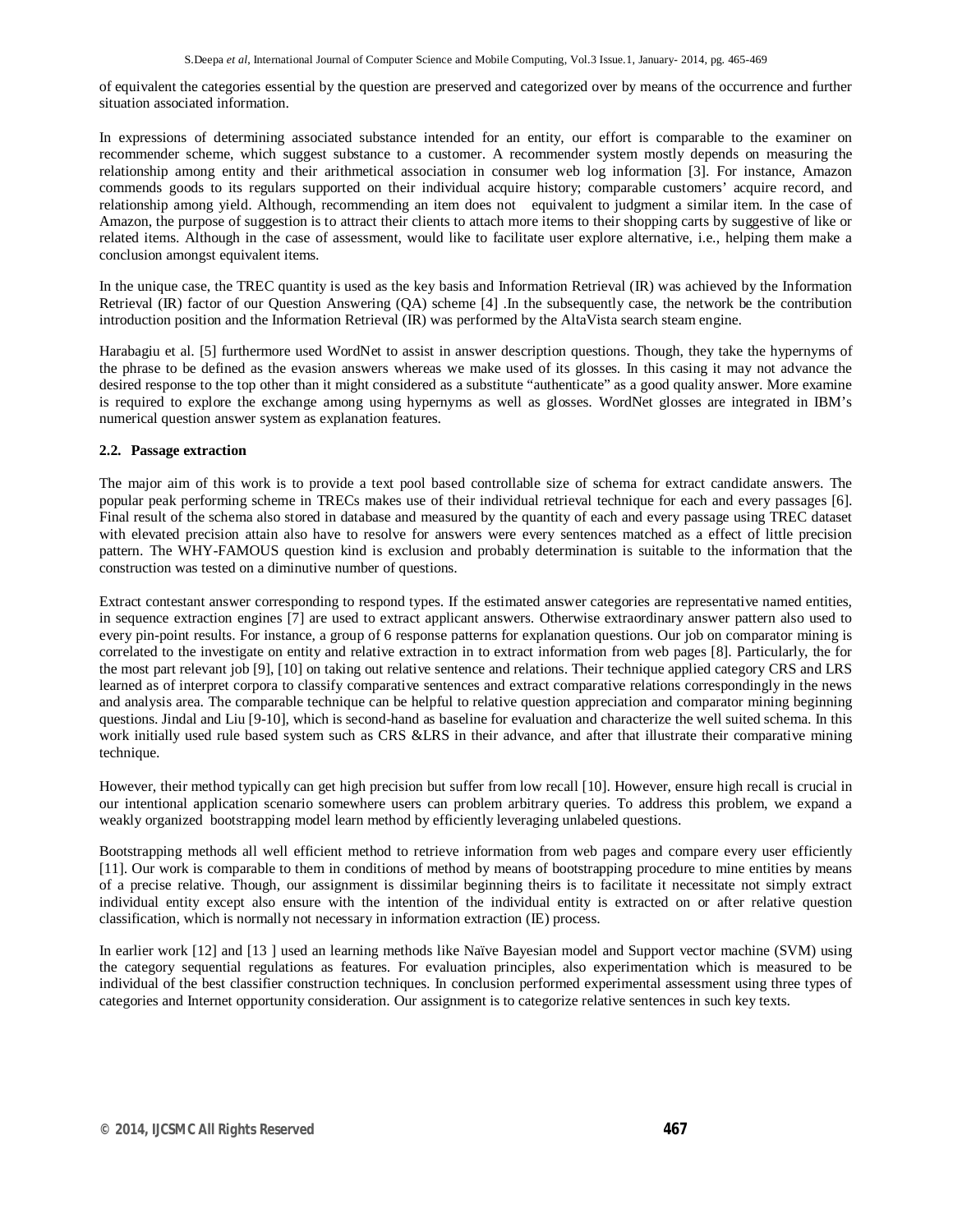of equivalent the categories essential by the question are preserved and categorized over by means of the occurrence and further situation associated information.

In expressions of determining associated substance intended for an entity, our effort is comparable to the examiner on recommender scheme, which suggest substance to a customer. A recommender system mostly depends on measuring the relationship among entity and their arithmetical association in consumer web log information [3]. For instance, Amazon commends goods to its regulars supported on their individual acquire history; comparable customers' acquire record, and relationship among yield. Although, recommending an item does not equivalent to judgment a similar item. In the case of Amazon, the purpose of suggestion is to attract their clients to attach more items to their shopping carts by suggestive of like or related items. Although in the case of assessment, would like to facilitate user explore alternative, i.e., helping them make a conclusion amongst equivalent items.

In the unique case, the TREC quantity is used as the key basis and Information Retrieval (IR) was achieved by the Information Retrieval (IR) factor of our Question Answering (QA) scheme [4] .In the subsequently case, the network be the contribution introduction position and the Information Retrieval (IR) was performed by the AltaVista search steam engine.

Harabagiu et al. [5] furthermore used WordNet to assist in answer description questions. Though, they take the hypernyms of the phrase to be defined as the evasion answers whereas we make used of its glosses. In this casing it may not advance the desired response to the top other than it might considered as a substitute "authenticate" as a good quality answer. More examine is required to explore the exchange among using hypernyms as well as glosses. WordNet glosses are integrated in IBM's numerical question answer system as explanation features.

### 2.2. Passage extraction

The major aim of this work is to provide a text pool based controllable size of schema for extract candidate answers. The popular peak performing scheme in TRECs makes use of their individual retrieval technique for each and every passages [6]. Final result of the schema also stored in database and measured by the quantity of each and every passage using TREC dataset with elevated precision attain also have to resolve for answers were every sentences matched as a effect of little precision pattern. The WHY-FAMOUS question kind is exclusion and probably determination is suitable to the information that the construction was tested on a diminutive number of questions.

Extract contestant answer corresponding to respond types. If the estimated answer categories are representative named entities, in sequence extraction engines [7] are used to extract applicant answers. Otherwise extraordinary answer pattern also used to every pin-point results. For instance, a group of 6 response patterns for explanation questions. Our job on comparator mining is correlated to the investigate on entity and relative extraction in to extract information from web pages [8]. Particularly, the for the most part relevant job [9], [10] on taking out relative sentence and relations. Their technique applied category CRS and LRS learned as of interpret corpora to classify comparative sentences and extract comparative relations correspondingly in the news and analysis area. The comparable technique can be helpful to relative question appreciation and comparator mining beginning questions. Jindal and Liu [9-10], which is second-hand as baseline for evaluation and characterize the well suited schema. In this work initially used rule based system such as CRS &LRS in their advance, and after that illustrate their comparative mining technique.

However, their method typically can get high precision but suffer from low recall [10]. However, ensure high recall is crucial in our intentional application scenario somewhere users can problem arbitrary queries. To address this problem, we expand a weakly organized bootstrapping model learn method by efficiently leveraging unlabeled questions.

Bootstrapping methods all well efficient method to retrieve information from web pages and compare every user efficiently [11]. Our work is comparable to them in conditions of method by means of bootstrapping procedure to mine entities by means of a precise relative. Though, our assignment is dissimilar beginning theirs is to facilitate it necessitate not simply extract individual entity except also ensure with the intention of the individual entity is extracted on or after relative question classification, which is normally not necessary in information extraction (IE) process.

In earlier work [12] and [13 ] used an learning methods like Naïve Bayesian model and Support vector machine (SVM) using the category sequential regulations as features. For evaluation principles, also experimentation which is measured to be individual of the best classifier construction techniques. In conclusion performed experimental assessment using three types of categories and Internet opportunity consideration. Our assignment is to categorize relative sentences in such key texts.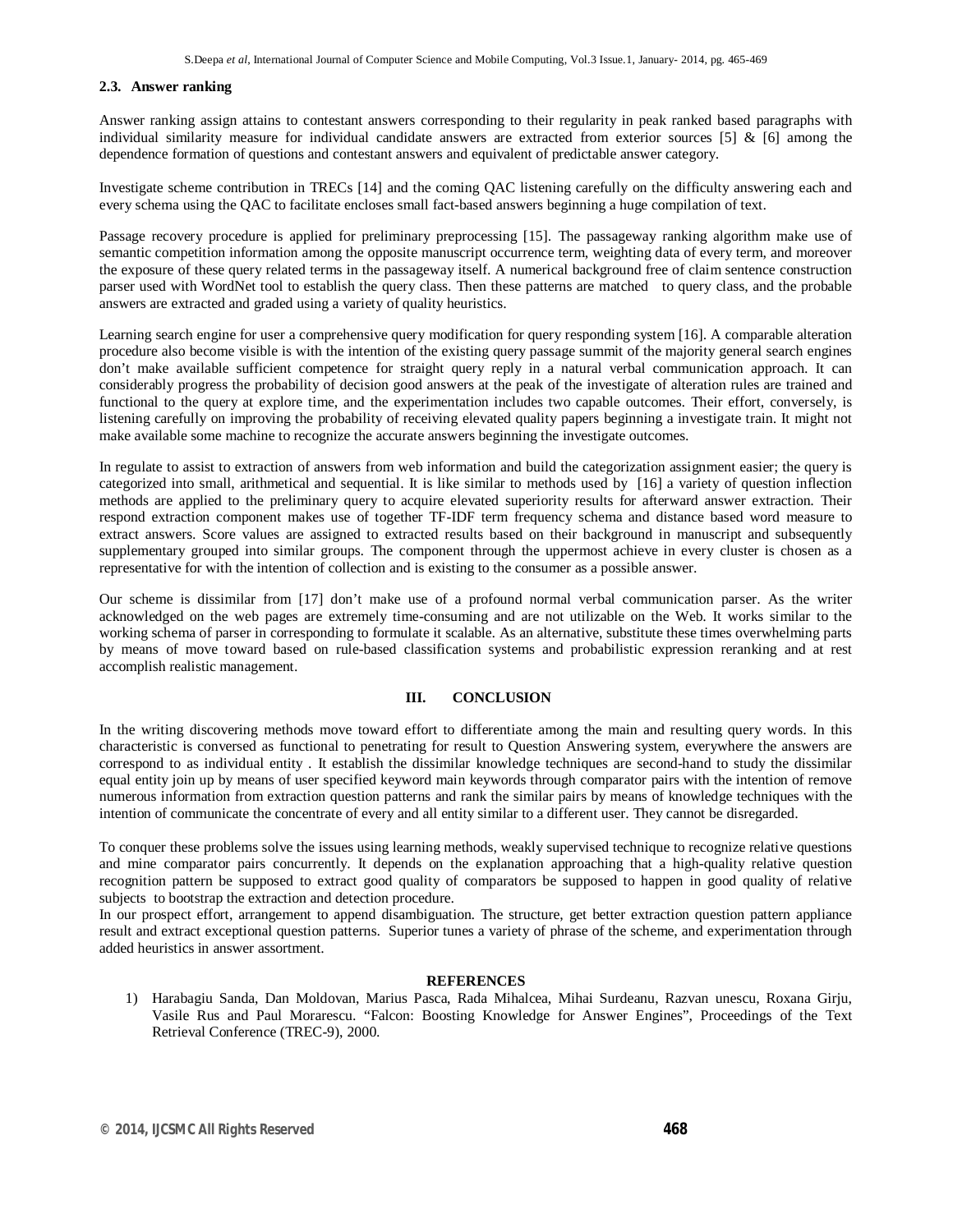### 2.3. Answer ranking

Answer ranking assign attains to contestant answers corresponding to their regularity in peak ranked based paragraphs with individual similarity measure for individual candidate answers are extracted from exterior sources [5] & [6] among the dependence formation of questions and contestant answers and equivalent of predictable answer category.

Investigate scheme contribution in TRECs [14] and the coming QAC listening carefully on the difficulty answering each and every schema using the QAC to facilitate encloses small fact-based answers beginning a huge compilation of text.

Passage recovery procedure is applied for preliminary preprocessing [15]. The passageway ranking algorithm make use of semantic competition information among the opposite manuscript occurrence term, weighting data of every term, and moreover the exposure of these query related terms in the passageway itself. A numerical background free of claim sentence construction parser used with WordNet tool to establish the query class. Then these patterns are matched to query class, and the probable answers are extracted and graded using a variety of quality heuristics.

Learning search engine for user a comprehensive query modification for query responding system [16]. A comparable alteration procedure also become visible is with the intention of the existing query passage summit of the majority general search engines don't make available sufficient competence for straight query reply in a natural verbal communication approach. It can considerably progress the probability of decision good answers at the peak of the investigate of alteration rules are trained and functional to the query at explore time, and the experimentation includes two capable outcomes. Their effort, conversely, is listening carefully on improving the probability of receiving elevated quality papers beginning a investigate train. It might not make available some machine to recognize the accurate answers beginning the investigate outcomes.

In regulate to assist to extraction of answers from web information and build the categorization assignment easier; the query is categorized into small, arithmetical and sequential. It is like similar to methods used by [16] a variety of question inflection methods are applied to the preliminary query to acquire elevated superiority results for afterward answer extraction. Their respond extraction component makes use of together TF-IDF term frequency schema and distance based word measure to extract answers. Score values are assigned to extracted results based on their background in manuscript and subsequently supplementary grouped into similar groups. The component through the uppermost achieve in every cluster is chosen as a representative for with the intention of collection and is existing to the consumer as a possible answer.

Our scheme is dissimilar from [17] don't make use of a profound normal verbal communication parser. As the writer acknowledged on the web pages are extremely time-consuming and are not utilizable on the Web. It works similar to the working schema of parser in corresponding to formulate it scalable. As an alternative, substitute these times overwhelming parts by means of move toward based on rule-based classification systems and probabilistic expression reranking and at rest accomplish realistic management.

## III. CONCLUSION

In the writing discovering methods move toward effort to differentiate among the main and resulting query words. In this characteristic is conversed as functional to penetrating for result to Question Answering system, everywhere the answers are correspond to as individual entity . It establish the dissimilar knowledge techniques are second-hand to study the dissimilar equal entity join up by means of user specified keyword main keywords through comparator pairs with the intention of remove numerous information from extraction question patterns and rank the similar pairs by means of knowledge techniques with the intention of communicate the concentrate of every and all entity similar to a different user. They cannot be disregarded.

To conquer these problems solve the issues using learning methods, weakly supervised technique to recognize relative questions and mine comparator pairs concurrently. It depends on the explanation approaching that a high-quality relative question recognition pattern be supposed to extract good quality of comparators be supposed to happen in good quality of relative subjects to bootstrap the extraction and detection procedure.

In our prospect effort, arrangement to append disambiguation. The structure, get better extraction question pattern appliance result and extract exceptional question patterns. Superior tunes a variety of phrase of the scheme, and experimentation through added heuristics in answer assortment.

## REFERENCES

1) Harabagiu Sanda, Dan Moldovan, Marius Pasca, Rada Mihalcea, Mihai Surdeanu, Razvan unescu, Roxana Girju, Vasile Rus and Paul Morarescu. "Falcon: Boosting Knowledge for Answer Engines", Proceedings of the Text Retrieval Conference (TREC-9), 2000.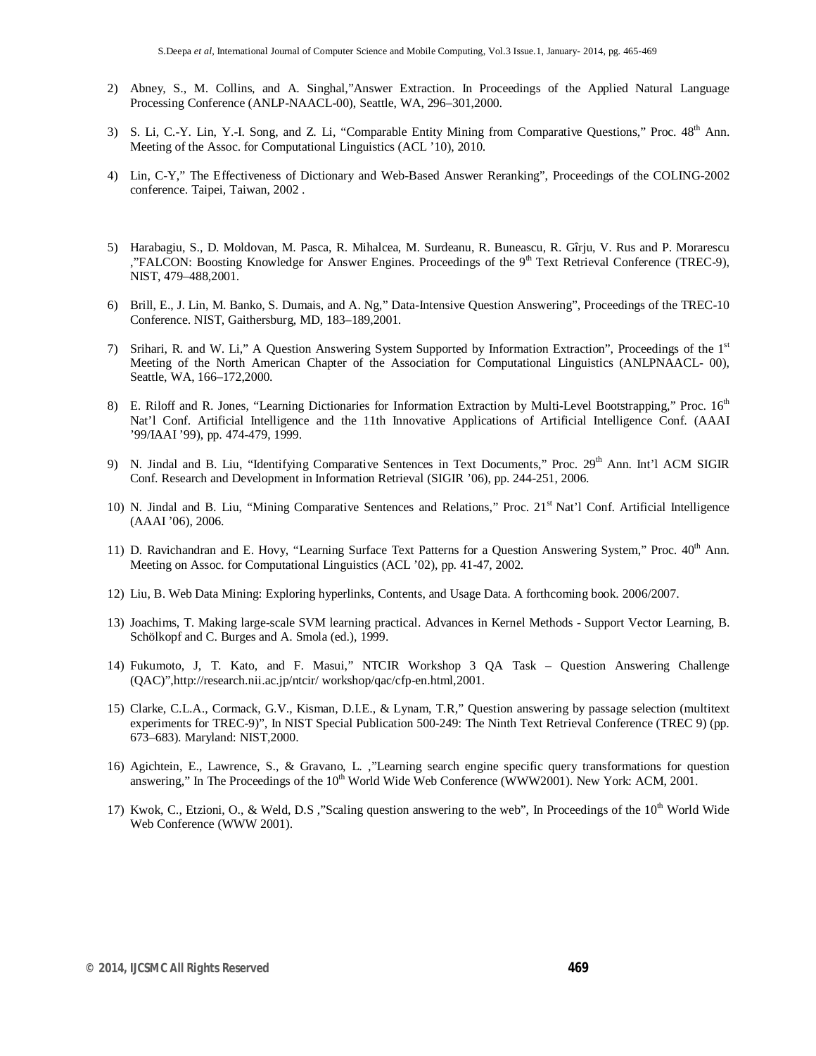2) Abney, S., M. Collins, and A. Singhal,"Answer Extraction. In Proceedings of the Applied Natural Language Processing Conference (ANLP-NAACL-00), Seattle, WA, 296–301,2000.

3) S. Li, C.-Y. Lin, Y.-I. Song, and Z. Li, "Comparable Entity Mining from Comparative Questions," Proc. 48th Ann. Meeting of the Assoc. for Computational Linguistics (ACL '10), 2010.

4) Lin, C-Y," The Effectiveness of Dictionary and Web-Based Answer Reranking", Proceedings of the COLING-2002 conference. Taipei, Taiwan, 2002 .

5) Harabagiu, S., D. Moldovan, M. Pasca, R. Mihalcea, M. Surdeanu, R. Buneascu, R. Gîrju, V. Rus and P. Morarescu ,"FALCON: Boosting Knowledge for Answer Engines. Proceedings of the 9th Text Retrieval Conference (TREC-9), NIST, 479–488,2001.

6) Brill, E., J. Lin, M. Banko, S. Dumais, and A. Ng," Data-Intensive Question Answering", Proceedings of the TREC-10 Conference. NIST, Gaithersburg, MD, 183–189,2001.

7) Srihari, R. and W. Li," A Question Answering System Supported by Information Extraction", Proceedings of the 1st Meeting of the North American Chapter of the Association for Computational Linguistics (ANLPNAACL- 00), Seattle, WA, 166–172,2000.

8) E. Riloff and R. Jones, "Learning Dictionaries for Information Extraction by Multi-Level Bootstrapping," Proc. 16th Nat'l Conf. Artificial Intelligence and the 11th Innovative Applications of Artificial Intelligence Conf. (AAAI '99/IAAI '99), pp. 474-479, 1999.

9) N. Jindal and B. Liu, "Identifying Comparative Sentences in Text Documents," Proc. 29th Ann. Int'l ACM SIGIR Conf. Research and Development in Information Retrieval (SIGIR '06), pp. 244-251, 2006.

10) N. Jindal and B. Liu, "Mining Comparative Sentences and Relations," Proc. 21st Nat'l Conf. Artificial Intelligence (AAAI '06), 2006.

11) D. Ravichandran and E. Hovy, "Learning Surface Text Patterns for a Question Answering System," Proc. 40th Ann. Meeting on Assoc. for Computational Linguistics (ACL '02), pp. 41-47, 2002.

12) Liu, B. Web Data Mining: Exploring hyperlinks, Contents, and Usage Data. A forthcoming book. 2006/2007.

13) Joachims, T. Making large-scale SVM learning practical. Advances in Kernel Methods - Support Vector Learning, B. Schölkopf and C. Burges and A. Smola (ed.), 1999.

14) Fukumoto, J, T. Kato, and F. Masui," NTCIR Workshop 3 QA Task – Question Answering Challenge (QAC)",http://research.nii.ac.jp/ntcir/ workshop/qac/cfp-en.html,2001.

15) Clarke, C.L.A., Cormack, G.V., Kisman, D.I.E., & Lynam, T.R," Question answering by passage selection (multitext experiments for TREC-9)", In NIST Special Publication 500-249: The Ninth Text Retrieval Conference (TREC 9) (pp. 673–683). Maryland: NIST,2000.

16) Agichtein, E., Lawrence, S., & Gravano, L. ,"Learning search engine specific query transformations for question answering," In The Proceedings of the 10th World Wide Web Conference (WWW2001). New York: ACM, 2001.

17) Kwok, C., Etzioni, O., & Weld, D.S ,"Scaling question answering to the web", In Proceedings of the 10th World Wide Web Conference (WWW 2001).